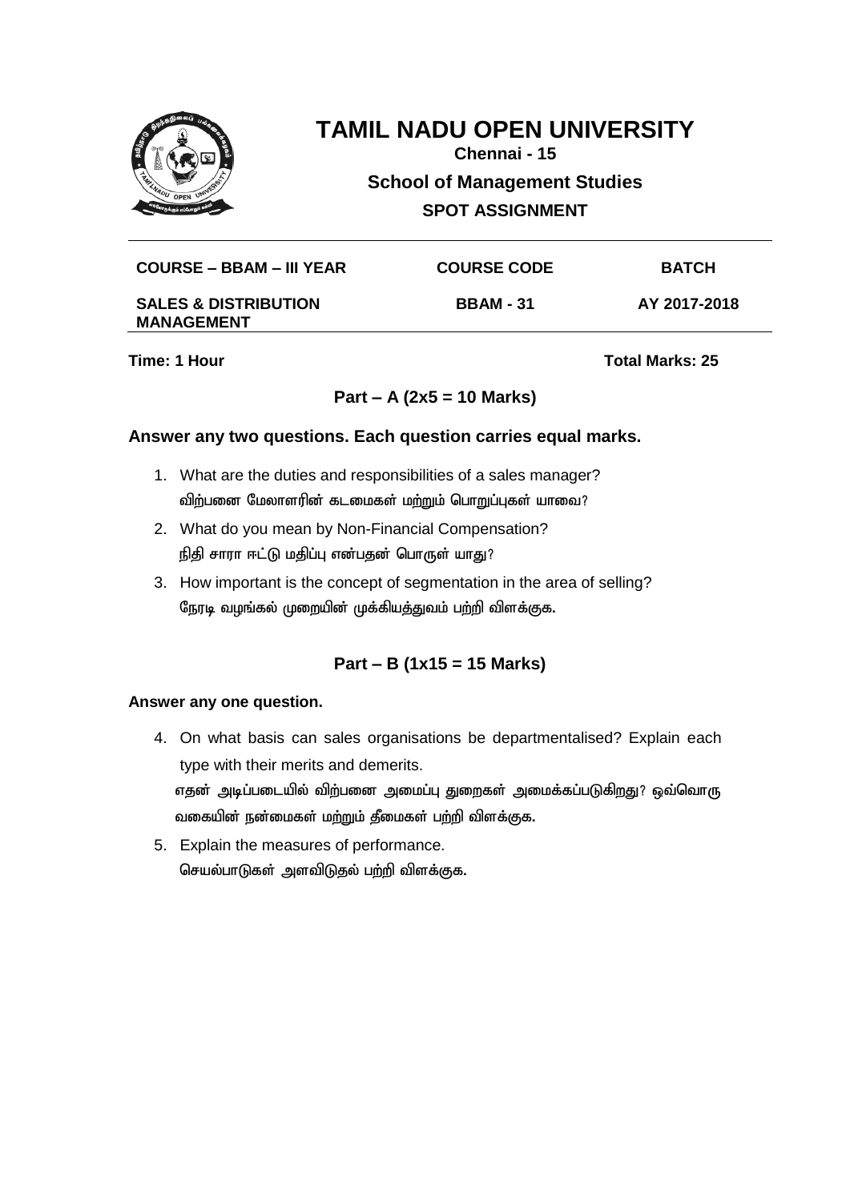# TAMIL NADU OPEN UNIVERSITY

**Chennai - 15**

## School of Management Studies

**SPOT ASSIGNMENT**

| COURSE – BBAM – III YEAR | COURSE CODE | BATCH |
|---|---|---|
| SALES & DISTRIBUTION MANAGEMENT | BBAM - 31 | AY 2017-2018 |

**Time: 1 Hour** **Total Marks: 25**

### Part – A (2x5 = 10 Marks)

**Answer any two questions. Each question carries equal marks.**

1. What are the duties and responsibilities of a sales manager?
   விற்பனை மேலாளரின் கடமைகள் மற்றும் பொறுப்புகள் யாவை?
2. What do you mean by Non-Financial Compensation?
   நிதி சாரா ஈட்டு மதிப்பு என்பதன் பொருள் யாது?
3. How important is the concept of segmentation in the area of selling?
   நேரடி வழங்கல் முறையின் முக்கியத்துவம் பற்றி விளக்குக.

### Part – B (1x15 = 15 Marks)

**Answer any one question.**

4. On what basis can sales organisations be departmentalised? Explain each type with their merits and demerits.
   எதன் அடிப்படையில் விற்பனை அமைப்பு துறைகள் அமைக்கப்படுகிறது? ஒவ்வொரு வகையின் நன்மைகள் மற்றும் தீமைகள் பற்றி விளக்குக.
5. Explain the measures of performance.
   செயல்பாடுகள் அளவிடுதல் பற்றி விளக்குக.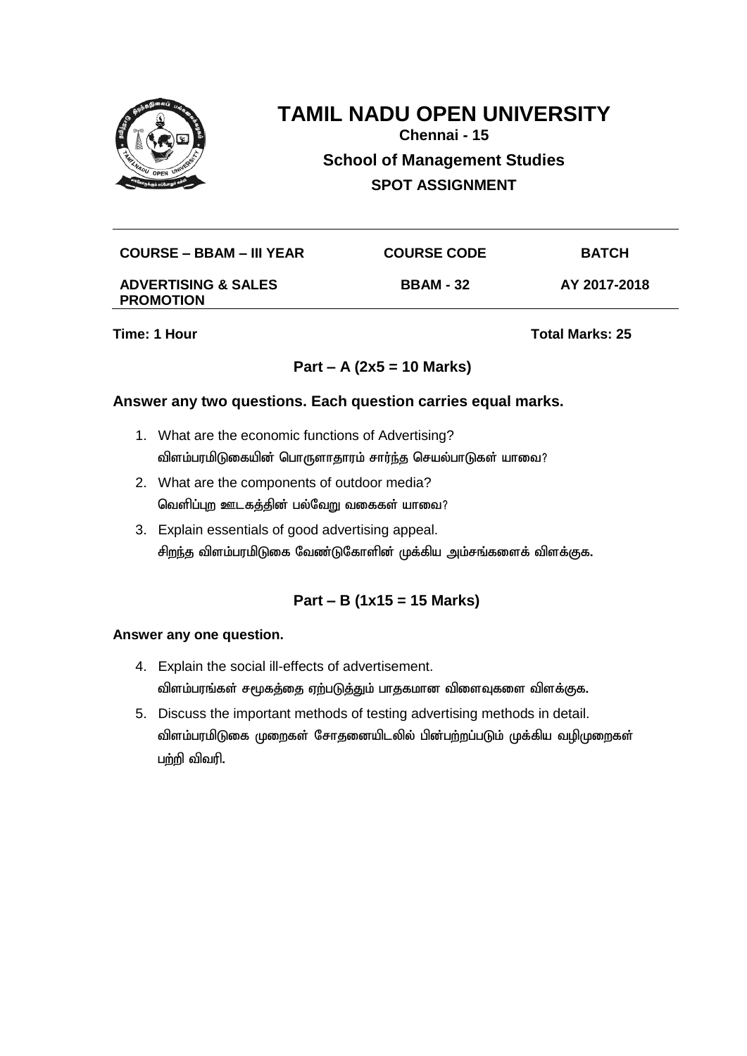# TAMIL NADU OPEN UNIVERSITY

**Chennai - 15**

**School of Management Studies**

**SPOT ASSIGNMENT**

| COURSE – BBAM – III YEAR | COURSE CODE | BATCH |
|---|---|---|
| ADVERTISING & SALES PROMOTION | BBAM - 32 | AY 2017-2018 |

**Time: 1 Hour** **Total Marks: 25**

## Part – A (2x5 = 10 Marks)

**Answer any two questions. Each question carries equal marks.**

1. What are the economic functions of Advertising?
   விளம்பரமிடுகையின் பொருளாதாரம் சார்ந்த செயல்பாடுகள் யாவை?
2. What are the components of outdoor media?
   வெளிப்புற ஊடகத்தின் பல்வேறு வகைகள் யாவை?
3. Explain essentials of good advertising appeal.
   சிறந்த விளம்பரமிடுகை வேண்டுகோளின் முக்கிய அம்சங்களைக் விளக்குக.

## Part – B (1x15 = 15 Marks)

**Answer any one question.**

4. Explain the social ill-effects of advertisement.
   விளம்பரங்கள் சமூகத்தை ஏற்படுத்தும் பாதகமான விளைவுகளை விளக்குக.
5. Discuss the important methods of testing advertising methods in detail.
   விளம்பரமிடுகை முறைகள் சோதனையிடலில் பின்பற்றப்படும் முக்கிய வழிமுறைகள் பற்றி விவரி.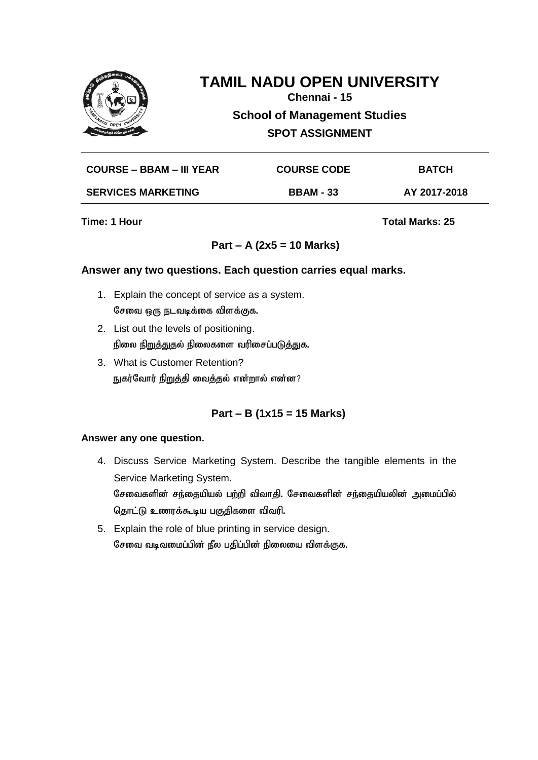# TAMIL NADU OPEN UNIVERSITY

**Chennai - 15**

## School of Management Studies

**SPOT ASSIGNMENT**

| COURSE – BBAM – III YEAR | COURSE CODE | BATCH |
|---|---|---|
| SERVICES MARKETING | BBAM - 33 | AY 2017-2018 |

**Time: 1 Hour** **Total Marks: 25**

### Part – A (2x5 = 10 Marks)

**Answer any two questions. Each question carries equal marks.**

1. Explain the concept of service as a system.
   சேவை ஒரு நடவடிக்கை விளக்குக.
2. List out the levels of positioning.
   நிலை நிறுத்துதல் நிலைகளை வரிசைப்படுத்துக.
3. What is Customer Retention?
   நுகர்வோர் நிறுத்தி வைத்தல் என்றால் என்ன?

### Part – B (1x15 = 15 Marks)

**Answer any one question.**

4. Discuss Service Marketing System. Describe the tangible elements in the Service Marketing System.
   சேவைகளின் சந்தையியல் பற்றி விவாதி. சேவைகளின் சந்தையியலின் அமைப்பில் தொட்டு உணரக்கூடிய பகுதிகளை விவரி.
5. Explain the role of blue printing in service design.
   சேவை வடிவமைப்பின் நீல பதிப்பின் நிலையை விளக்குக.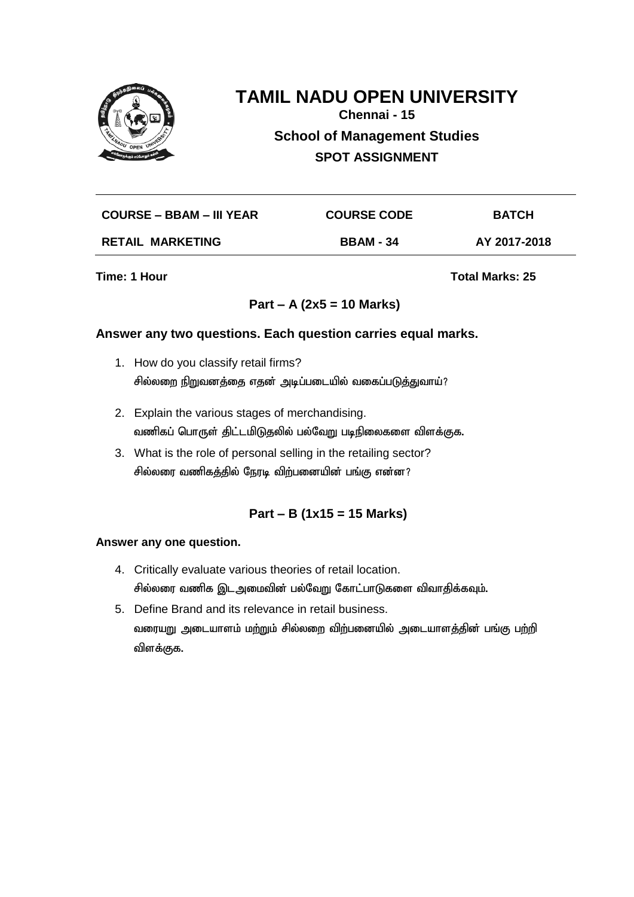# TAMIL NADU OPEN UNIVERSITY

**Chennai - 15**

**School of Management Studies**

**SPOT ASSIGNMENT**

| COURSE – BBAM – III YEAR | COURSE CODE | BATCH |
|---|---|---|
| RETAIL MARKETING | BBAM - 34 | AY 2017-2018 |

**Time: 1 Hour** **Total Marks: 25**

### Part – A (2x5 = 10 Marks)

**Answer any two questions. Each question carries equal marks.**

1. How do you classify retail firms?
   சில்லறை நிறுவனத்தை எதன் அடிப்படையில் வகைப்படுத்துவாய்?
2. Explain the various stages of merchandising.
   வணிகப் பொருள் திட்டமிடுதலில் பல்வேறு படிநிலைகளை விளக்குக.
3. What is the role of personal selling in the retailing sector?
   சில்லரை வணிகத்தில் நேரடி விற்பனையின் பங்கு என்ன?

### Part – B (1x15 = 15 Marks)

**Answer any one question.**

4. Critically evaluate various theories of retail location.
   சில்லரை வணிக இடஅமைவின் பல்வேறு கோட்பாடுகளை விவாதிக்கவும்.
5. Define Brand and its relevance in retail business.
   வரையறு அடையாளம் மற்றும் சில்லறை விற்பனையில் அடையாளத்தின் பங்கு பற்றி விளக்குக.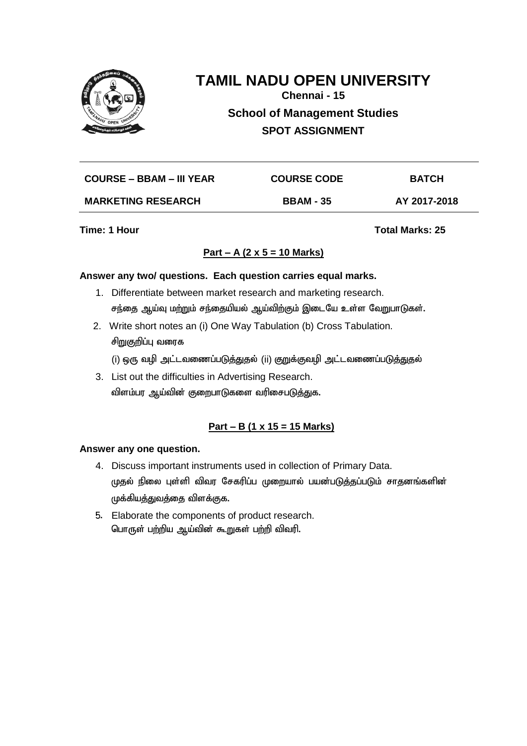# TAMIL NADU OPEN UNIVERSITY

**Chennai - 15**

**School of Management Studies**

**SPOT ASSIGNMENT**

| | | |
|---|---|---|
| **COURSE – BBAM – III YEAR** | **COURSE CODE** | **BATCH** |
| **MARKETING RESEARCH** | **BBAM - 35** | **AY 2017-2018** |

**Time: 1 Hour** **Total Marks: 25**

## Part – A (2 x 5 = 10 Marks)

**Answer any two/ questions. Each question carries equal marks.**

1. Differentiate between market research and marketing research.
   சந்தை ஆய்வு மற்றும் சந்தையியல் ஆய்விற்கும் இடையே உள்ள வேறுபாடுகள்.
2. Write short notes an (i) One Way Tabulation (b) Cross Tabulation.
   சிறுகுறிப்பு வரைக
   (i) ஒரு வழி அட்டவணைப்படுத்துதல் (ii) குறுக்குவழி அட்டவணைப்படுத்துதல்
3. List out the difficulties in Advertising Research.
   விளம்பர ஆய்வின் குறைபாடுகளை வரிசைபடுத்துக.

## Part – B (1 x 15 = 15 Marks)

**Answer any one question.**

4. Discuss important instruments used in collection of Primary Data.
   முதல் நிலை புள்ளி விவர சேகரிப்ப முறையால் பயன்படுத்தப்படும் சாதனங்களின் முக்கியத்துவத்தை விளக்குக.
5. Elaborate the components of product research.
   பொருள் பற்றிய ஆய்வின் கூறுகள் பற்றி விவரி.